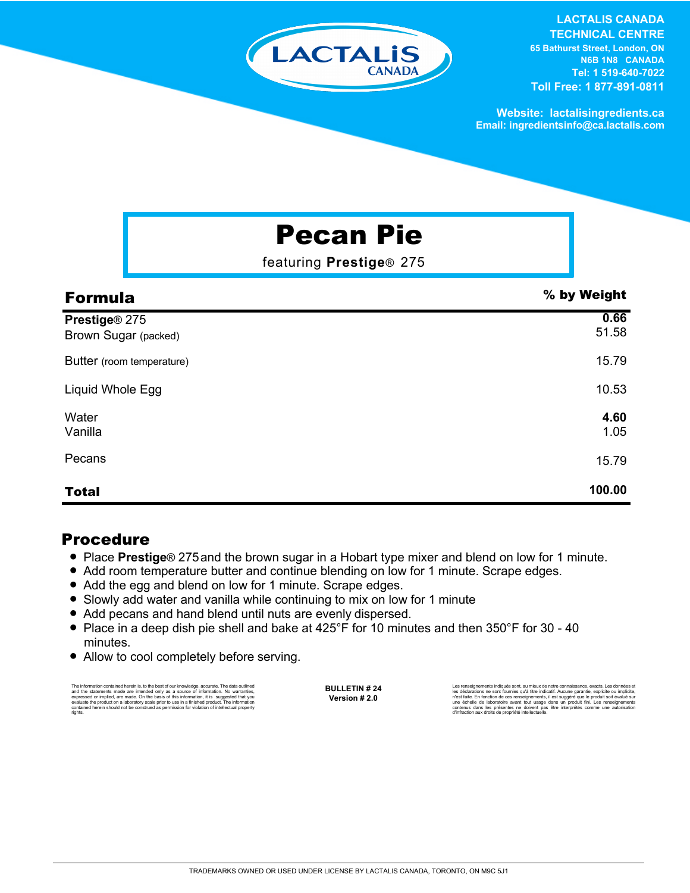**LACTALIS CANADA TECHNICAL CENTRE**
65 Bathurst Street, London, ON
N6B 1N8 CANADA
Tel: 1 519-640-7022
Toll Free: 1 877-891-0811

Website: lactalisingredients.ca
Email: ingredientsinfo@ca.lactalis.com

# Pecan Pie

featuring **Prestige**® 275

| **Formula** | **% by Weight** |
|---|---|
| **Prestige**® 275 | **0.66** |
| Brown Sugar (packed) | 51.58 |
| Butter (room temperature) | 15.79 |
| Liquid Whole Egg | 10.53 |
| Water | **4.60** |
| Vanilla | 1.05 |
| Pecans | 15.79 |
| **Total** | **100.00** |

## Procedure

- Place **Prestige**® 275 and the brown sugar in a Hobart type mixer and blend on low for 1 minute.
- Add room temperature butter and continue blending on low for 1 minute. Scrape edges.
- Add the egg and blend on low for 1 minute. Scrape edges.
- Slowly add water and vanilla while continuing to mix on low for 1 minute
- Add pecans and hand blend until nuts are evenly dispersed.
- Place in a deep dish pie shell and bake at 425°F for 10 minutes and then 350°F for 30 - 40 minutes.
- Allow to cool completely before serving.

The information contained herein is, to the best of our knowledge, accurate. The data outlined and the statements made are intended only as a source of information. No warranties, expressed or implied, are made. On the basis of this information, it is suggested that you evaluate the product on a laboratory scale prior to use in a finished product. The information contained herein should not be construed as permission for violation of intellectual property rights.

**BULLETIN # 24**
**Version # 2.0**

Les renseignements indiqués sont, au mieux de notre connaissance, exacts. Les données et les déclarations ne sont fournies qu'à titre indicatif. Aucune garantie, explicite ou implicite, n'est faite. En fonction de ces renseignements, il est suggéré que le produit soit évalué sur une échelle de laboratoire avant tout usage dans un produit fini. Les renseignements contenus dans les présentes ne doivent pas être interprétés comme une autorisation d'infraction aux droits de propriété intellectuelle.

TRADEMARKS OWNED OR USED UNDER LICENSE BY LACTALIS CANADA, TORONTO, ON M9C 5J1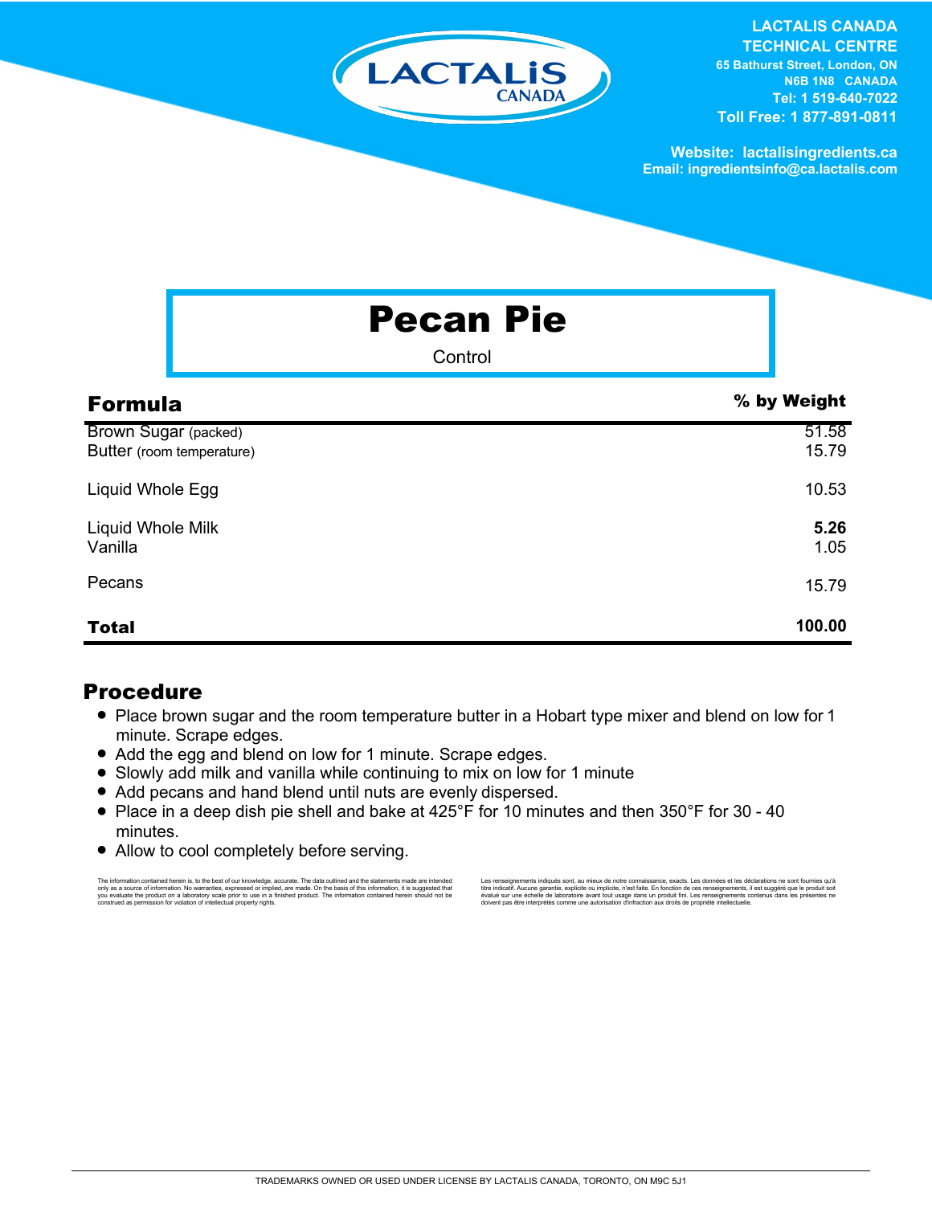LACTALIS CANADA
TECHNICAL CENTRE
65 Bathurst Street, London, ON
N6B 1N8 CANADA
Tel: 1 519-640-7022
Toll Free: 1 877-891-0811

Website: lactalisingredients.ca
Email: ingredientsinfo@ca.lactalis.com

# Pecan Pie

Control

## Formula

| Formula | % by Weight |
|---|---|
| Brown Sugar (packed) | 51.58 |
| Butter (room temperature) | 15.79 |
| Liquid Whole Egg | 10.53 |
| Liquid Whole Milk | **5.26** |
| Vanilla | 1.05 |
| Pecans | 15.79 |
| **Total** | **100.00** |

## Procedure

- Place brown sugar and the room temperature butter in a Hobart type mixer and blend on low for 1 minute. Scrape edges.
- Add the egg and blend on low for 1 minute. Scrape edges.
- Slowly add milk and vanilla while continuing to mix on low for 1 minute
- Add pecans and hand blend until nuts are evenly dispersed.
- Place in a deep dish pie shell and bake at 425°F for 10 minutes and then 350°F for 30 - 40 minutes.
- Allow to cool completely before serving.

The information contained herein is, to the best of our knowledge, accurate. The data outlined and the statements made are intended only as a source of information. No warranties, expressed or implied, are made. On the basis of this information, it is suggested that you evaluate the product on a laboratory scale prior to use in a finished product. The information contained herein should not be construed as permission for violation of intellectual property rights.

Les renseignements indiqués sont, au mieux de notre connaissance, exacts. Les données et les déclarations ne sont fournies qu'à titre indicatif. Aucune garantie, explicite ou implicite, n'est faite. En fonction de ces renseignements, il est suggéré que le produit soit évalué sur une échelle de laboratoire avant tout usage dans un produit fini. Les renseignements contenus dans les présentes ne doivent pas être interprétés comme une autorisation d'infraction aux droits de propriété intellectuelle.

TRADEMARKS OWNED OR USED UNDER LICENSE BY LACTALIS CANADA, TORONTO, ON M9C 5J1